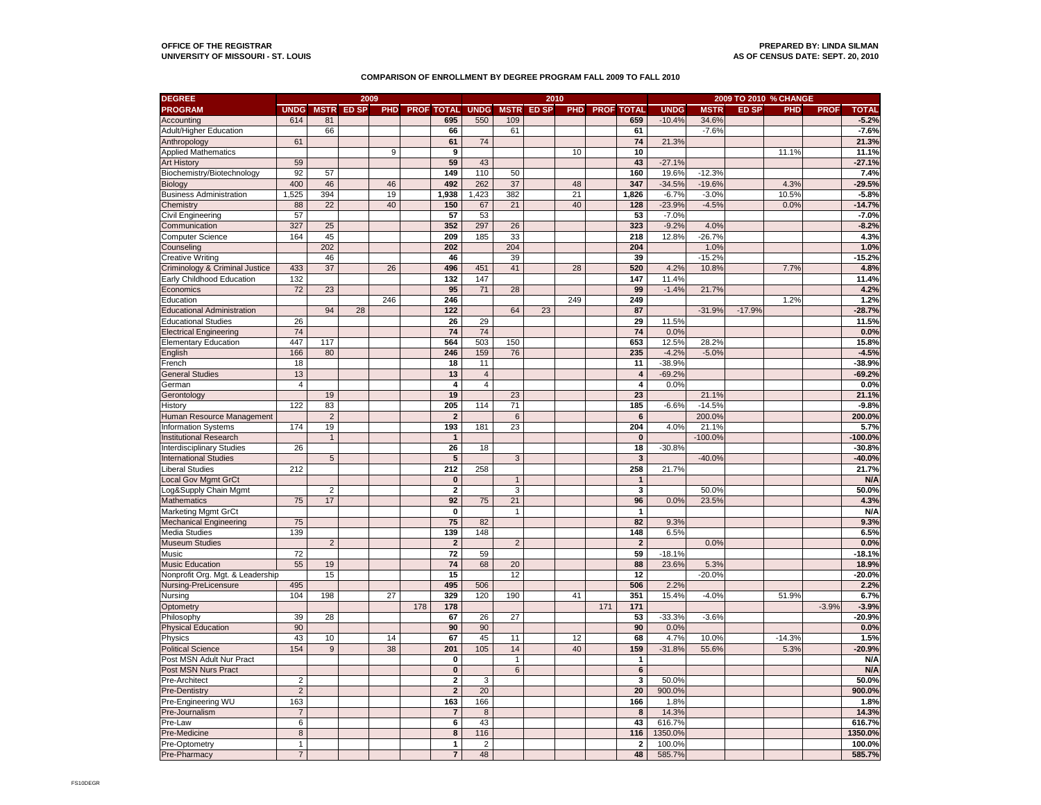**OFFICE OF THE REGISTRAR**
**UNIVERSITY OF MISSOURI - ST. LOUIS**

**PREPARED BY: LINDA SILMAN**
**AS OF CENSUS DATE: SEPT. 20, 2010**

## COMPARISON OF ENROLLMENT BY DEGREE PROGRAM FALL 2009 TO FALL 2010

| DEGREE | 2009 | | | | | | 2010 | | | | | | 2009 TO 2010 % CHANGE | | | | | |
|---|---|---|---|---|---|---|---|---|---|---|---|---|---|---|---|---|---|---|
| PROGRAM | UNDG | MSTR | ED SP | PHD | PROF | TOTAL | UNDG | MSTR | ED SP | PHD | PROF | TOTAL | UNDG | MSTR | ED SP | PHD | PROF | TOTAL |
| Accounting | 614 | 81 | | | | 695 | 550 | 109 | | | | 659 | -10.4% | 34.6% | | | | -5.2% |
| Adult/Higher Education | | 66 | | | | 66 | | 61 | | | | 61 | | -7.6% | | | | -7.6% |
| Anthropology | 61 | | | | | 61 | 74 | | | | | 74 | 21.3% | | | | | 21.3% |
| Applied Mathematics | | | | 9 | | 9 | | | | 10 | | 10 | | | | 11.1% | | 11.1% |
| Art History | 59 | | | | | 59 | 43 | | | | | 43 | -27.1% | | | | | -27.1% |
| Biochemistry/Biotechnology | 92 | 57 | | | | 149 | 110 | 50 | | | | 160 | 19.6% | -12.3% | | | | 7.4% |
| Biology | 400 | 46 | | 46 | | 492 | 262 | 37 | | 48 | | 347 | -34.5% | -19.6% | | 4.3% | | -29.5% |
| Business Administration | 1,525 | 394 | | 19 | | 1,938 | 1,423 | 382 | | 21 | | 1,826 | -6.7% | -3.0% | | 10.5% | | -5.8% |
| Chemistry | 88 | 22 | | 40 | | 150 | 67 | 21 | | 40 | | 128 | -23.9% | -4.5% | | 0.0% | | -14.7% |
| Civil Engineering | 57 | | | | | 57 | 53 | | | | | 53 | -7.0% | | | | | -7.0% |
| Communication | 327 | 25 | | | | 352 | 297 | 26 | | | | 323 | -9.2% | 4.0% | | | | -8.2% |
| Computer Science | 164 | 45 | | | | 209 | 185 | 33 | | | | 218 | 12.8% | -26.7% | | | | 4.3% |
| Counseling | | 202 | | | | 202 | | 204 | | | | 204 | | 1.0% | | | | 1.0% |
| Creative Writing | | 46 | | | | 46 | | 39 | | | | 39 | | -15.2% | | | | -15.2% |
| Criminology & Criminal Justice | 433 | 37 | | 26 | | 496 | 451 | 41 | | 28 | | 520 | 4.2% | 10.8% | | 7.7% | | 4.8% |
| Early Childhood Education | 132 | | | | | 132 | 147 | | | | | 147 | 11.4% | | | | | 11.4% |
| Economics | 72 | 23 | | | | 95 | 71 | 28 | | | | 99 | -1.4% | 21.7% | | | | 4.2% |
| Education | | | | 246 | | 246 | | | | 249 | | 249 | | | | 1.2% | | 1.2% |
| Educational Administration | | 94 | 28 | | | 122 | | 64 | 23 | | | 87 | | -31.9% | -17.9% | | | -28.7% |
| Educational Studies | 26 | | | | | 26 | 29 | | | | | 29 | 11.5% | | | | | 11.5% |
| Electrical Engineering | 74 | | | | | 74 | 74 | | | | | 74 | 0.0% | | | | | 0.0% |
| Elementary Education | 447 | 117 | | | | 564 | 503 | 150 | | | | 653 | 12.5% | 28.2% | | | | 15.8% |
| English | 166 | 80 | | | | 246 | 159 | 76 | | | | 235 | -4.2% | -5.0% | | | | -4.5% |
| French | 18 | | | | | 18 | 11 | | | | | 11 | -38.9% | | | | | -38.9% |
| General Studies | 13 | | | | | 13 | 4 | | | | | 4 | -69.2% | | | | | -69.2% |
| German | 4 | | | | | 4 | 4 | | | | | 4 | 0.0% | | | | | 0.0% |
| Gerontology | | 19 | | | | 19 | | 23 | | | | 23 | | 21.1% | | | | 21.1% |
| History | 122 | 83 | | | | 205 | 114 | 71 | | | | 185 | -6.6% | -14.5% | | | | -9.8% |
| Human Resource Management | | 2 | | | | 2 | | 6 | | | | 6 | | 200.0% | | | | 200.0% |
| Information Systems | 174 | 19 | | | | 193 | 181 | 23 | | | | 204 | 4.0% | 21.1% | | | | 5.7% |
| Institutional Research | | 1 | | | | 1 | | | | | | 0 | | -100.0% | | | | -100.0% |
| Interdisciplinary Studies | 26 | | | | | 26 | 18 | | | | | 18 | -30.8% | | | | | -30.8% |
| International Studies | | 5 | | | | 5 | | 3 | | | | 3 | | -40.0% | | | | -40.0% |
| Liberal Studies | 212 | | | | | 212 | 258 | | | | | 258 | 21.7% | | | | | 21.7% |
| Local Gov Mgmt GrCt | | | | | | 0 | | 1 | | | | 1 | | | | | | N/A |
| Log&Supply Chain Mgmt | | 2 | | | | 2 | | 3 | | | | 3 | | 50.0% | | | | 50.0% |
| Mathematics | 75 | 17 | | | | 92 | 75 | 21 | | | | 96 | 0.0% | 23.5% | | | | 4.3% |
| Marketing Mgmt GrCt | | | | | | 0 | | 1 | | | | 1 | | | | | | N/A |
| Mechanical Engineering | 75 | | | | | 75 | 82 | | | | | 82 | 9.3% | | | | | 9.3% |
| Media Studies | 139 | | | | | 139 | 148 | | | | | 148 | 6.5% | | | | | 6.5% |
| Museum Studies | | 2 | | | | 2 | | 2 | | | | 2 | | 0.0% | | | | 0.0% |
| Music | 72 | | | | | 72 | 59 | | | | | 59 | -18.1% | | | | | -18.1% |
| Music Education | 55 | 19 | | | | 74 | 68 | 20 | | | | 88 | 23.6% | 5.3% | | | | 18.9% |
| Nonprofit Org. Mgt. & Leadership | | 15 | | | | 15 | | 12 | | | | 12 | | -20.0% | | | | -20.0% |
| Nursing-PreLicensure | 495 | | | | | 495 | 506 | | | | | 506 | 2.2% | | | | | 2.2% |
| Nursing | 104 | 198 | | 27 | | 329 | 120 | 190 | | 41 | | 351 | 15.4% | -4.0% | | 51.9% | | 6.7% |
| Optometry | | | | | 178 | 178 | | | | | 171 | 171 | | | | | -3.9% | -3.9% |
| Philosophy | 39 | 28 | | | | 67 | 26 | 27 | | | | 53 | -33.3% | -3.6% | | | | -20.9% |
| Physical Education | 90 | | | | | 90 | 90 | | | | | 90 | 0.0% | | | | | 0.0% |
| Physics | 43 | 10 | | 14 | | 67 | 45 | 11 | | 12 | | 68 | 4.7% | 10.0% | | -14.3% | | 1.5% |
| Political Science | 154 | 9 | | 38 | | 201 | 105 | 14 | | 40 | | 159 | -31.8% | 55.6% | | 5.3% | | -20.9% |
| Post MSN Adult Nur Pract | | | | | | 0 | | 1 | | | | 1 | | | | | | N/A |
| Post MSN Nurs Pract | | | | | | 0 | | 6 | | | | 6 | | | | | | N/A |
| Pre-Architect | 2 | | | | | 2 | 3 | | | | | 3 | 50.0% | | | | | 50.0% |
| Pre-Dentistry | 2 | | | | | 2 | 20 | | | | | 20 | 900.0% | | | | | 900.0% |
| Pre-Engineering WU | 163 | | | | | 163 | 166 | | | | | 166 | 1.8% | | | | | 1.8% |
| Pre-Journalism | 7 | | | | | 7 | 8 | | | | | 8 | 14.3% | | | | | 14.3% |
| Pre-Law | 6 | | | | | 6 | 43 | | | | | 43 | 616.7% | | | | | 616.7% |
| Pre-Medicine | 8 | | | | | 8 | 116 | | | | | 116 | 1350.0% | | | | | 1350.0% |
| Pre-Optometry | 1 | | | | | 1 | 2 | | | | | 2 | 100.0% | | | | | 100.0% |
| Pre-Pharmacy | 7 | | | | | 7 | 48 | | | | | 48 | 585.7% | | | | | 585.7% |

FS10DEGR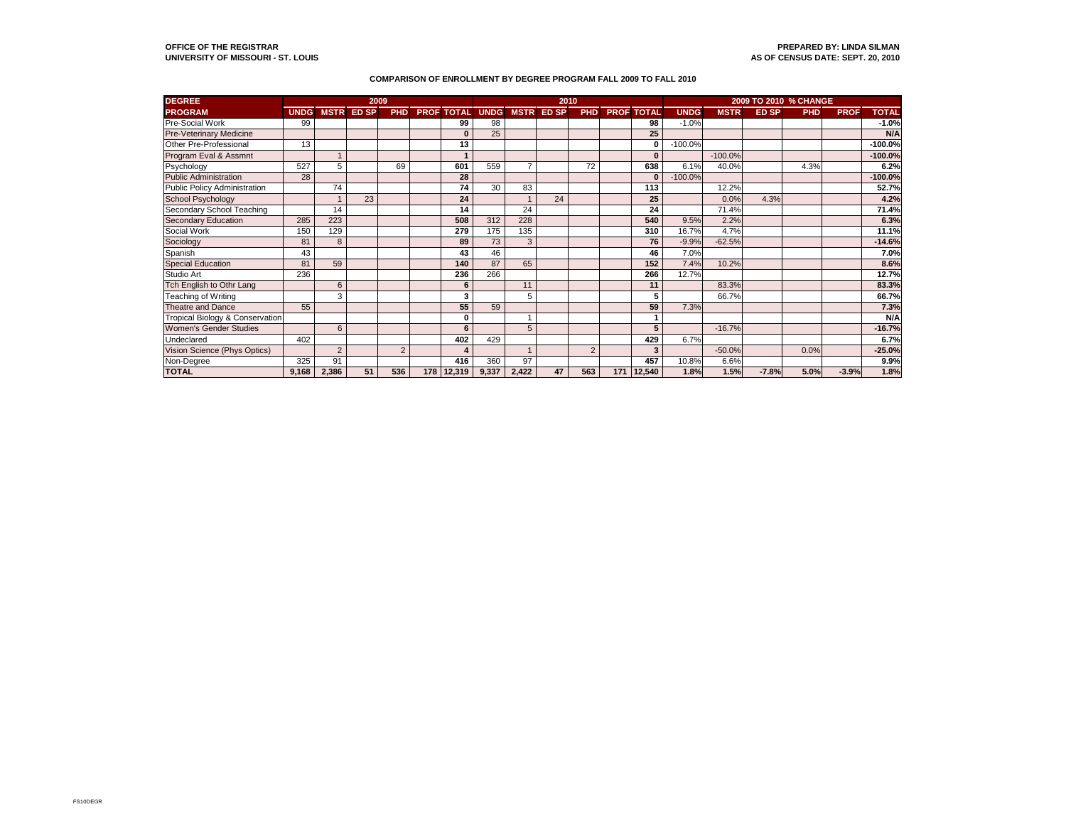### COMPARISON OF ENROLLMENT BY DEGREE PROGRAM FALL 2009 TO FALL 2010

| DEGREE | 2009 | | | | | | 2010 | | | | | | 2009 TO 2010 % CHANGE | | | | | |
|---|---|---|---|---|---|---|---|---|---|---|---|---|---|---|---|---|---|---|
| PROGRAM | UNDG | MSTR | ED SP | PHD | PROF | TOTAL | UNDG | MSTR | ED SP | PHD | PROF | TOTAL | UNDG | MSTR | ED SP | PHD | PROF | TOTAL |
| Pre-Social Work | 99 | | | | | **99** | 98 | | | | | **98** | -1.0% | | | | | **-1.0%** |
| Pre-Veterinary Medicine | | | | | | **0** | 25 | | | | | **25** | | | | | | **N/A** |
| Other Pre-Professional | 13 | | | | | **13** | | | | | | **0** | -100.0% | | | | | **-100.0%** |
| Program Eval & Assmnt | | 1 | | | | **1** | | | | | | **0** | | -100.0% | | | | **-100.0%** |
| Psychology | 527 | 5 | | 69 | | **601** | 559 | 7 | | 72 | | **638** | 6.1% | 40.0% | | 4.3% | | **6.2%** |
| Public Administration | 28 | | | | | **28** | | | | | | **0** | -100.0% | | | | | **-100.0%** |
| Public Policy Administration | | 74 | | | | **74** | 30 | 83 | | | | **113** | | 12.2% | | | | **52.7%** |
| School Psychology | | 1 | 23 | | | **24** | | 1 | 24 | | | **25** | | 0.0% | 4.3% | | | **4.2%** |
| Secondary School Teaching | | 14 | | | | **14** | | 24 | | | | **24** | | 71.4% | | | | **71.4%** |
| Secondary Education | 285 | 223 | | | | **508** | 312 | 228 | | | | **540** | 9.5% | 2.2% | | | | **6.3%** |
| Social Work | 150 | 129 | | | | **279** | 175 | 135 | | | | **310** | 16.7% | 4.7% | | | | **11.1%** |
| Sociology | 81 | 8 | | | | **89** | 73 | 3 | | | | **76** | -9.9% | -62.5% | | | | **-14.6%** |
| Spanish | 43 | | | | | **43** | 46 | | | | | **46** | 7.0% | | | | | **7.0%** |
| Special Education | 81 | 59 | | | | **140** | 87 | 65 | | | | **152** | 7.4% | 10.2% | | | | **8.6%** |
| Studio Art | 236 | | | | | **236** | 266 | | | | | **266** | 12.7% | | | | | **12.7%** |
| Tch English to Othr Lang | | 6 | | | | **6** | | 11 | | | | **11** | | 83.3% | | | | **83.3%** |
| Teaching of Writing | | 3 | | | | **3** | | 5 | | | | **5** | | 66.7% | | | | **66.7%** |
| Theatre and Dance | 55 | | | | | **55** | 59 | | | | | **59** | 7.3% | | | | | **7.3%** |
| Tropical Biology & Conservation | | | | | | **0** | | 1 | | | | **1** | | | | | | **N/A** |
| Women's Gender Studies | | 6 | | | | **6** | | 5 | | | | **5** | | -16.7% | | | | **-16.7%** |
| Undeclared | 402 | | | | | **402** | 429 | | | | | **429** | 6.7% | | | | | **6.7%** |
| Vision Science (Phys Optics) | | 2 | | 2 | | **4** | | 1 | | 2 | | **3** | | -50.0% | | 0.0% | | **-25.0%** |
| Non-Degree | 325 | 91 | | | | **416** | 360 | 97 | | | | **457** | 10.8% | 6.6% | | | | **9.9%** |
| **TOTAL** | **9,168** | **2,386** | **51** | **536** | **178** | **12,319** | **9,337** | **2,422** | **47** | **563** | **171** | **12,540** | **1.8%** | **1.5%** | **-7.8%** | **5.0%** | **-3.9%** | **1.8%** |